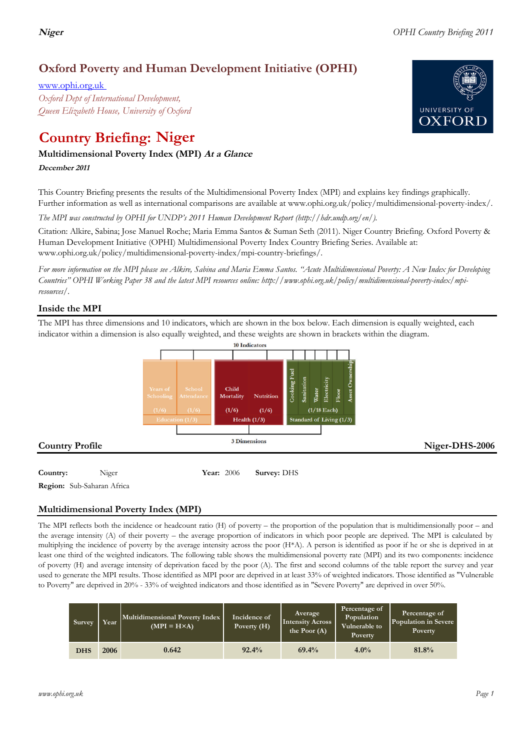# Oxford Poverty and Human Development Initiative (OPHI)

www.ophi.org.uk

*Oxford Dept of International Development,*
*Queen Elizabeth House, University of Oxford*

# Country Briefing: Niger

### Multidimensional Poverty Index (MPI) *At a Glance*

***December 2011***

This Country Briefing presents the results of the Multidimensional Poverty Index (MPI) and explains key findings graphically. Further information as well as international comparisons are available at www.ophi.org.uk/policy/multidimensional-poverty-index/.

*The MPI was constructed by OPHI for UNDP's 2011 Human Development Report (http://hdr.undp.org/en/).*

Citation: Alkire, Sabina; Jose Manuel Roche; Maria Emma Santos & Suman Seth (2011). Niger Country Briefing. Oxford Poverty & Human Development Initiative (OPHI) Multidimensional Poverty Index Country Briefing Series. Available at: www.ophi.org.uk/policy/multidimensional-poverty-index/mpi-country-briefings/.

*For more information on the MPI please see Alkire, Sabina and Maria Emma Santos. "Acute Multidimensional Poverty: A New Index for Developing Countries" OPHI Working Paper 38 and the latest MPI resources online: http://www.ophi.org.uk/policy/multidimensional-poverty-index/mpi-resources/.*

## Inside the MPI

The MPI has three dimensions and 10 indicators, which are shown in the box below. Each dimension is equally weighted, each indicator within a dimension is also equally weighted, and these weights are shown in brackets within the diagram.

10 Indicators

| Education (1/3) | | Health (1/3) | | Standard of Living (1/3) | | | | | |
|---|---|---|---|---|---|---|---|---|---|
| Years of Schooling (1/6) | School Attendance (1/6) | Child Mortality (1/6) | Nutrition (1/6) | Cooking Fuel | Sanitation | Water | Electricity | Floor | Asset Ownership |
| | | | | (1/18 Each) | | | | | |

3 Dimensions

## Country Profile

**Niger-DHS-2006**

**Country:** Niger **Year:** 2006 **Survey:** DHS

**Region:** Sub-Saharan Africa

## Multidimensional Poverty Index (MPI)

The MPI reflects both the incidence or headcount ratio (H) of poverty – the proportion of the population that is multidimensionally poor – and the average intensity (A) of their poverty – the average proportion of indicators in which poor people are deprived. The MPI is calculated by multiplying the incidence of poverty by the average intensity across the poor (H\*A). A person is identified as poor if he or she is deprived in at least one third of the weighted indicators. The following table shows the multidimensional poverty rate (MPI) and its two components: incidence of poverty (H) and average intensity of deprivation faced by the poor (A). The first and second columns of the table report the survey and year used to generate the MPI results. Those identified as MPI poor are deprived in at least 33% of weighted indicators. Those identified as "Vulnerable to Poverty" are deprived in 20% - 33% of weighted indicators and those identified as in "Severe Poverty" are deprived in over 50%.

| Survey | Year | Multidimensional Poverty Index (MPI = H×A) | Incidence of Poverty (H) | Average Intensity Across the Poor (A) | Percentage of Population Vulnerable to Poverty | Percentage of Population in Severe Poverty |
|---|---|---|---|---|---|---|
| DHS | 2006 | 0.642 | 92.4% | 69.4% | 4.0% | 81.8% |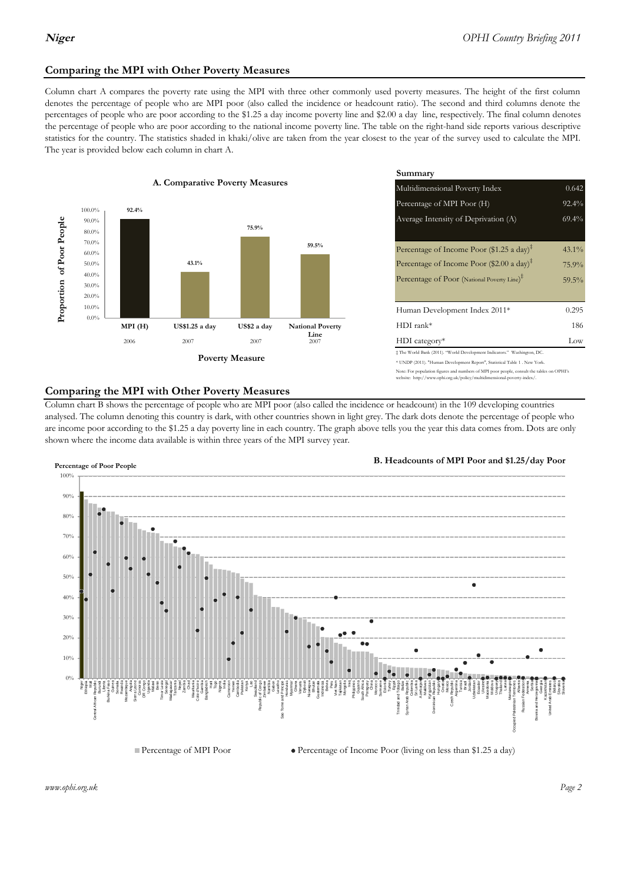## Comparing the MPI with Other Poverty Measures

Column chart A compares the poverty rate using the MPI with three other commonly used poverty measures. The height of the first column denotes the percentage of people who are MPI poor (also called the incidence or headcount ratio). The second and third columns denote the percentages of people who are poor according to the $1.25 a day income poverty line and $2.00 a day line, respectively. The final column denotes the percentage of people who are poor according to the national income poverty line. The table on the right-hand side reports various descriptive statistics for the country. The statistics shaded in khaki/olive are taken from the year closest to the year of the survey used to calculate the MPI. The year is provided below each column in chart A.

**A. Comparative Poverty Measures**

| Poverty Measure | Proportion of Poor People | Year |
|---|---|---|
| MPI (H) | 92.4% | 2006 |
| US$1.25 a day | 43.1% | 2007 |
| US$2 a day | 75.9% | 2007 |
| National Poverty Line | 59.5% | 2007 |

**Summary**

| | |
|---|---|
| Multidimensional Poverty Index | 0.642 |
| Percentage of MPI Poor (H) | 92.4% |
| Average Intensity of Deprivation (A) | 69.4% |
| Percentage of Income Poor ($1.25 a day)‡ | 43.1% |
| Percentage of Income Poor ($2.00 a day)‡ | 75.9% |
| Percentage of Poor (National Poverty Line)‡ | 59.5% |
| Human Development Index 2011* | 0.295 |
| HDI rank* | 186 |
| HDI category* | Low |

‡ The World Bank (2011). "World Development Indicators." Washington, DC.

* UNDP (2011). "Human Development Report", Statistical Table 1 . New York.

Note: For population figures and numbers of MPI poor people, consult the tables on OPHI's website: http://www.ophi.org.uk/policy/multidimensional-poverty-index/.

## Comparing the MPI with Other Poverty Measures

Column chart B shows the percentage of people who are MPI poor (also called the incidence or headcount) in the 109 developing countries analysed. The column denoting this country is dark, with other countries shown in light grey. The dark dots denote the percentage of people who are income poor according to the $1.25 a day poverty line in each country. The graph above tells you the year this data comes from. Dots are only shown where the income data available is within three years of the MPI survey year.

**B. Headcounts of MPI Poor and $1.25/day Poor**

Percentage of Poor People

■ Percentage of MPI Poor ● Percentage of Income Poor (living on less than $1.25 a day)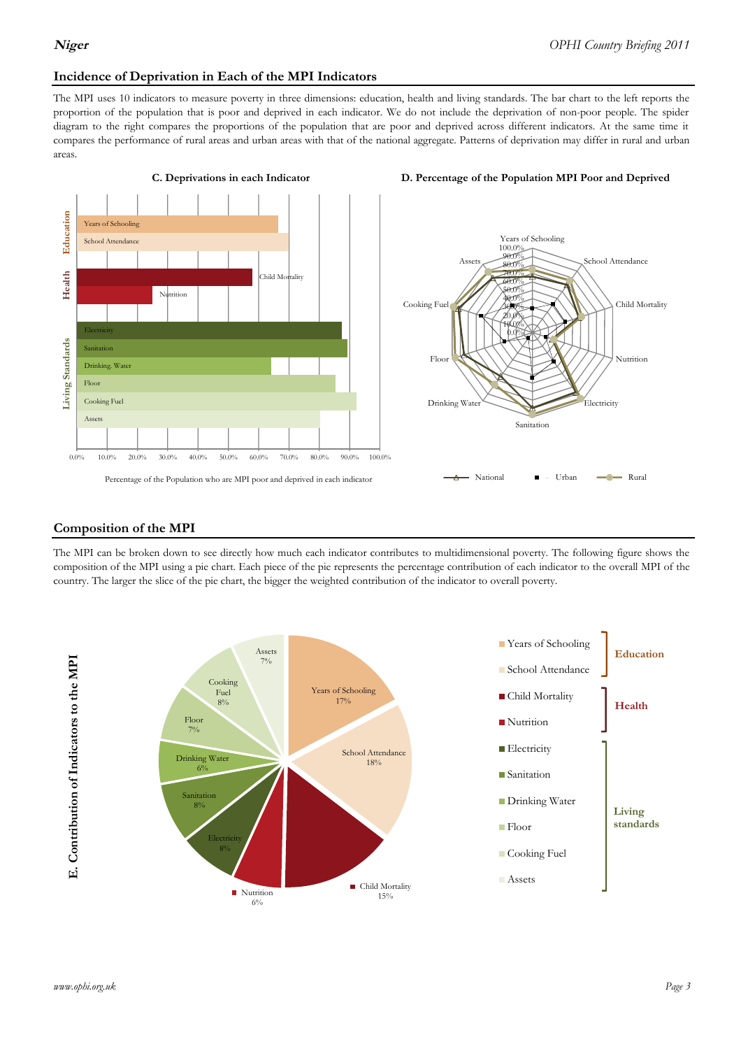## Incidence of Deprivation in Each of the MPI Indicators

The MPI uses 10 indicators to measure poverty in three dimensions: education, health and living standards. The bar chart to the left reports the proportion of the population that is poor and deprived in each indicator. We do not include the deprivation of non-poor people. The spider diagram to the right compares the proportions of the population that are poor and deprived across different indicators. At the same time it compares the performance of rural areas and urban areas with that of the national aggregate. Patterns of deprivation may differ in rural and urban areas.

**C. Deprivations in each Indicator**

Percentage of the Population who are MPI poor and deprived in each indicator

**D. Percentage of the Population MPI Poor and Deprived**

National — Urban — Rural

## Composition of the MPI

The MPI can be broken down to see directly how much each indicator contributes to multidimensional poverty. The following figure shows the composition of the MPI using a pie chart. Each piece of the pie represents the percentage contribution of each indicator to the overall MPI of the country. The larger the slice of the pie chart, the bigger the weighted contribution of the indicator to overall poverty.

**E. Contribution of Indicators to the MPI**

| Dimension | Indicator | Contribution |
|---|---|---|
| Education | Years of Schooling | 17% |
| Education | School Attendance | 18% |
| Health | Child Mortality | 15% |
| Health | Nutrition | 6% |
| Living standards | Electricity | 8% |
| Living standards | Sanitation | 8% |
| Living standards | Drinking Water | 6% |
| Living standards | Floor | 7% |
| Living standards | Cooking Fuel | 8% |
| Living standards | Assets | 7% |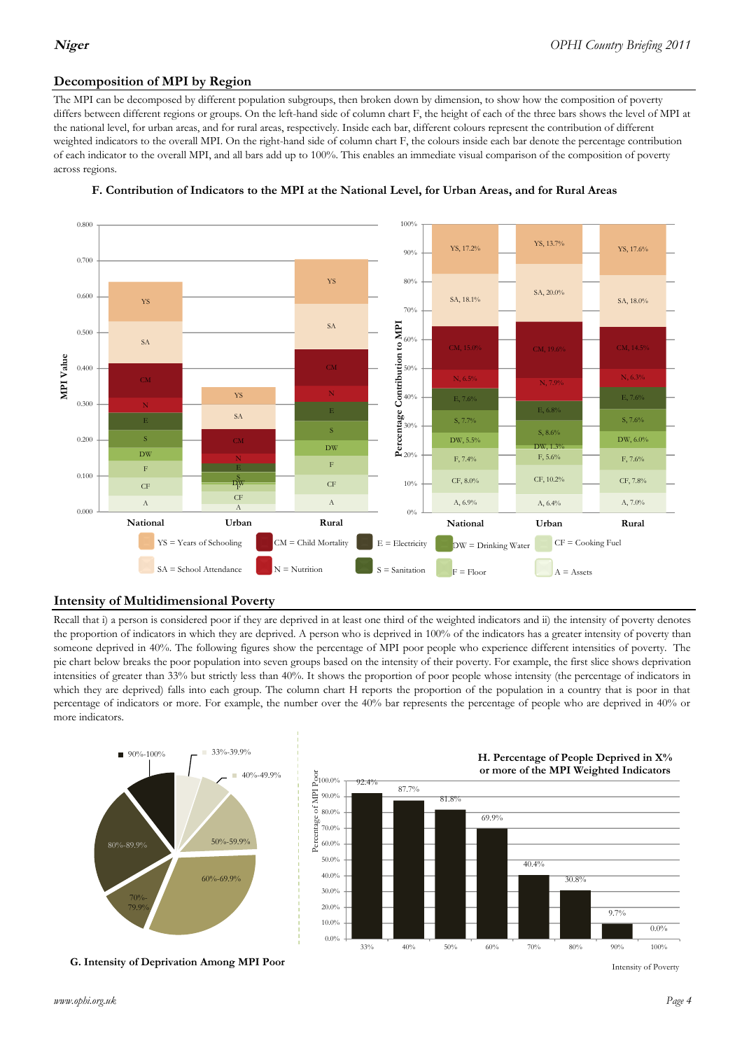## Decomposition of MPI by Region

The MPI can be decomposed by different population subgroups, then broken down by dimension, to show how the composition of poverty differs between different regions or groups. On the left-hand side of column chart F, the height of each of the three bars shows the level of MPI at the national level, for urban areas, and for rural areas, respectively. Inside each bar, different colours represent the contribution of different weighted indicators to the overall MPI. On the right-hand side of column chart F, the colours inside each bar denote the percentage contribution of each indicator to the overall MPI, and all bars add up to 100%. This enables an immediate visual comparison of the composition of poverty across regions.

**F. Contribution of Indicators to the MPI at the National Level, for Urban Areas, and for Rural Areas**

Percentage Contribution to MPI:

| Indicator | National | Urban | Rural |
|---|---|---|---|
| YS = Years of Schooling | 17.2% | 13.7% | 17.6% |
| SA = School Attendance | 18.1% | 20.0% | 18.0% |
| CM = Child Mortality | 15.0% | 19.6% | 14.5% |
| N = Nutrition | 6.5% | 7.9% | 6.3% |
| E = Electricity | 7.6% | 6.8% | 7.6% |
| S = Sanitation | 7.7% | 8.6% | 7.6% |
| DW = Drinking Water | 5.5% | 1.3% | 6.0% |
| F = Floor | 7.4% | 5.6% | 7.6% |
| CF = Cooking Fuel | 8.0% | 10.2% | 7.8% |
| A = Assets | 6.9% | 6.4% | 7.0% |

## Intensity of Multidimensional Poverty

Recall that i) a person is considered poor if they are deprived in at least one third of the weighted indicators and ii) the intensity of poverty denotes the proportion of indicators in which they are deprived. A person who is deprived in 100% of the indicators has a greater intensity of poverty than someone deprived in 40%. The following figures show the percentage of MPI poor people who experience different intensities of poverty. The pie chart below breaks the poor population into seven groups based on the intensity of their poverty. For example, the first slice shows deprivation intensities of greater than 33% but strictly less than 40%. It shows the proportion of poor people whose intensity (the percentage of indicators in which they are deprived) falls into each group. The column chart H reports the proportion of the population in a country that is poor in that percentage of indicators or more. For example, the number over the 40% bar represents the percentage of people who are deprived in 40% or more indicators.

**G. Intensity of Deprivation Among MPI Poor**

**H. Percentage of People Deprived in X% or More of the MPI Weighted Indicators**

| Intensity of Poverty | Percentage of MPI Poor |
|---|---|
| 33% | 92.4% |
| 40% | 87.7% |
| 50% | 81.8% |
| 60% | 69.9% |
| 70% | 40.4% |
| 80% | 30.8% |
| 90% | 9.7% |
| 100% | 0.0% |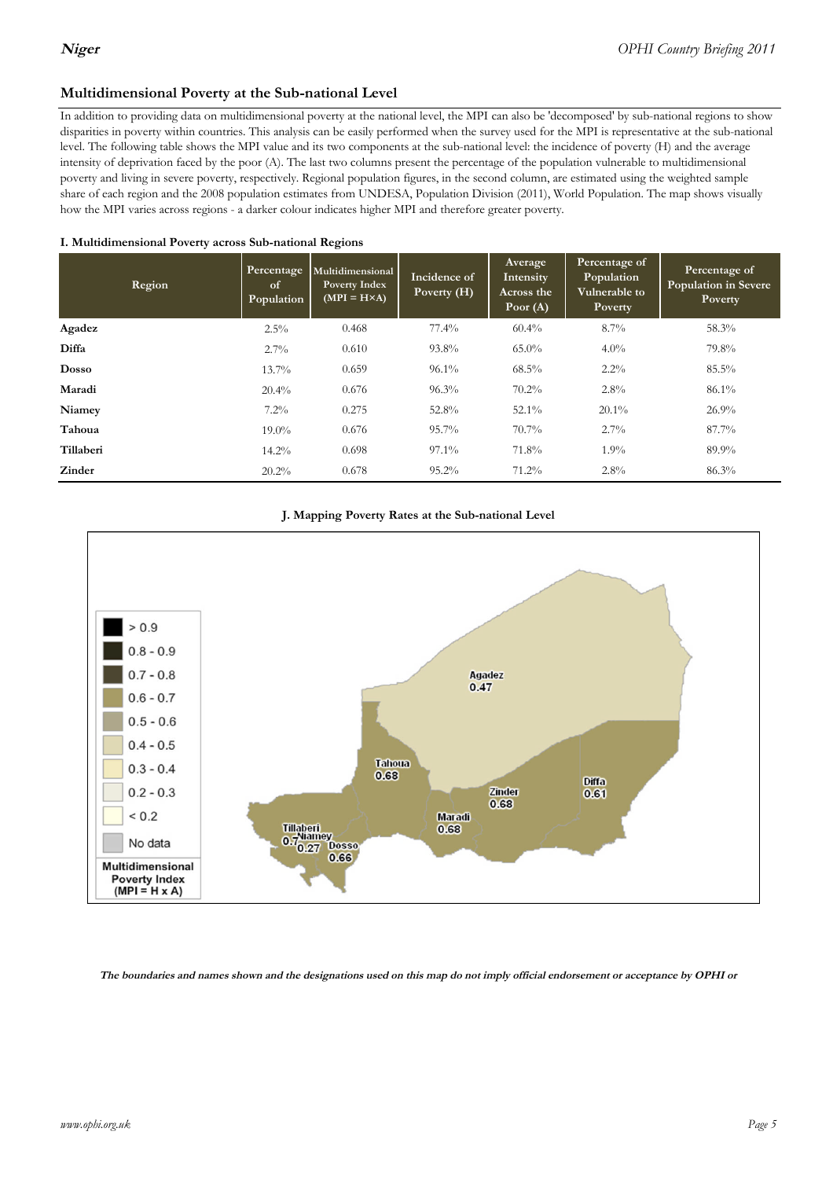## Multidimensional Poverty at the Sub-national Level

In addition to providing data on multidimensional poverty at the national level, the MPI can also be 'decomposed' by sub-national regions to show disparities in poverty within countries. This analysis can be easily performed when the survey used for the MPI is representative at the sub-national level. The following table shows the MPI value and its two components at the sub-national level: the incidence of poverty (H) and the average intensity of deprivation faced by the poor (A). The last two columns present the percentage of the population vulnerable to multidimensional poverty and living in severe poverty, respectively. Regional population figures, in the second column, are estimated using the weighted sample share of each region and the 2008 population estimates from UNDESA, Population Division (2011), World Population. The map shows visually how the MPI varies across regions - a darker colour indicates higher MPI and therefore greater poverty.

### I. Multidimensional Poverty across Sub-national Regions

| Region | Percentage of Population | Multidimensional Poverty Index (MPI = H×A) | Incidence of Poverty (H) | Average Intensity Across the Poor (A) | Percentage of Population Vulnerable to Poverty | Percentage of Population in Severe Poverty |
|---|---|---|---|---|---|---|
| **Agadez** | 2.5% | 0.468 | 77.4% | 60.4% | 8.7% | 58.3% |
| **Diffa** | 2.7% | 0.610 | 93.8% | 65.0% | 4.0% | 79.8% |
| **Dosso** | 13.7% | 0.659 | 96.1% | 68.5% | 2.2% | 85.5% |
| **Maradi** | 20.4% | 0.676 | 96.3% | 70.2% | 2.8% | 86.1% |
| **Niamey** | 7.2% | 0.275 | 52.8% | 52.1% | 20.1% | 26.9% |
| **Tahoua** | 19.0% | 0.676 | 95.7% | 70.7% | 2.7% | 87.7% |
| **Tillaberi** | 14.2% | 0.698 | 97.1% | 71.8% | 1.9% | 89.9% |
| **Zinder** | 20.2% | 0.678 | 95.2% | 71.2% | 2.8% | 86.3% |

### J. Mapping Poverty Rates at the Sub-national Level

> 0.9
0.8 - 0.9
0.7 - 0.8
0.6 - 0.7
0.5 - 0.6
0.4 - 0.5
0.3 - 0.4
0.2 - 0.3
< 0.2
No data
Multidimensional Poverty Index (MPI = H x A)

Agadez 0.47
Tahoua 0.68
Zinder 0.68
Diffa 0.61
Maradi 0.68
Tillaberi 0.7
Niamey 0.27
Dosso 0.66

***The boundaries and names shown and the designations used on this map do not imply official endorsement or acceptance by OPHI or***